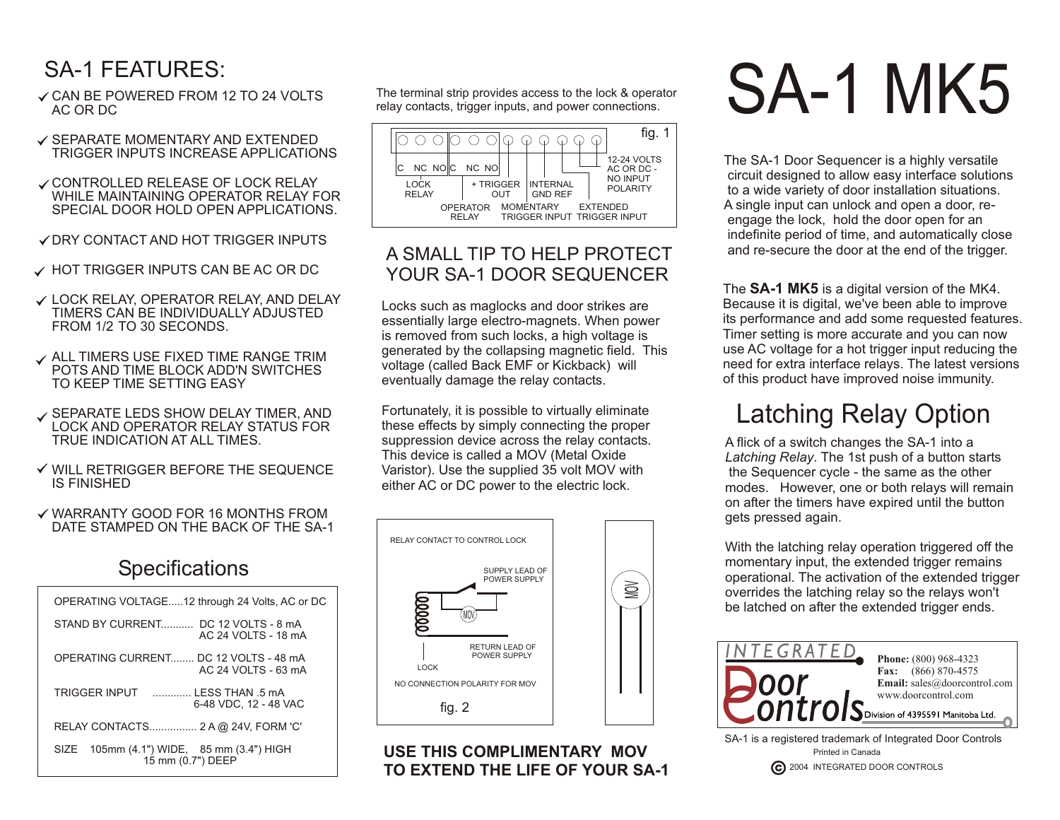# SA-1 MK5

The SA-1 Door Sequencer is a highly versatile circuit designed to allow easy interface solutions to a wide variety of door installation situations. A single input can unlock and open a door, re-engage the lock, hold the door open for an indefinite period of time, and automatically close and re-secure the door at the end of the trigger.

The **SA-1 MK5** is a digital version of the MK4. Because it is digital, we've been able to improve its performance and add some requested features. Timer setting is more accurate and you can now use AC voltage for a hot trigger input reducing the need for extra interface relays. The latest versions of this product have improved noise immunity.

## SA-1 FEATURES:

- ✓ CAN BE POWERED FROM 12 TO 24 VOLTS AC OR DC
- ✓ SEPARATE MOMENTARY AND EXTENDED TRIGGER INPUTS INCREASE APPLICATIONS
- ✓ CONTROLLED RELEASE OF LOCK RELAY WHILE MAINTAINING OPERATOR RELAY FOR SPECIAL DOOR HOLD OPEN APPLICATIONS.
- ✓ DRY CONTACT AND HOT TRIGGER INPUTS
- ✓ HOT TRIGGER INPUTS CAN BE AC OR DC
- ✓ LOCK RELAY, OPERATOR RELAY, AND DELAY TIMERS CAN BE INDIVIDUALLY ADJUSTED FROM 1/2 TO 30 SECONDS.
- ✓ ALL TIMERS USE FIXED TIME RANGE TRIM POTS AND TIME BLOCK ADD'N SWITCHES TO KEEP TIME SETTING EASY
- ✓ SEPARATE LEDS SHOW DELAY TIMER, AND LOCK AND OPERATOR RELAY STATUS FOR TRUE INDICATION AT ALL TIMES.
- ✓ WILL RETRIGGER BEFORE THE SEQUENCE IS FINISHED
- ✓ WARRANTY GOOD FOR 16 MONTHS FROM DATE STAMPED ON THE BACK OF THE SA-1

## Specifications

| | |
|---|---|
| OPERATING VOLTAGE | 12 through 24 Volts, AC or DC |
| STAND BY CURRENT | DC 12 VOLTS - 8 mA<br>AC 24 VOLTS - 18 mA |
| OPERATING CURRENT | DC 12 VOLTS - 48 mA<br>AC 24 VOLTS - 63 mA |
| TRIGGER INPUT | LESS THAN .5 mA<br>6-48 VDC, 12 - 48 VAC |
| RELAY CONTACTS | 2 A @ 24V, FORM 'C' |
| SIZE | 105mm (4.1") WIDE, 85 mm (3.4") HIGH<br>15 mm (0.7") DEEP |

The terminal strip provides access to the lock & operator relay contacts, trigger inputs, and power connections.

fig. 1

LOCK RELAY: C NC NO — OPERATOR RELAY: C NC NO — + TRIGGER OUT — MOMENTARY TRIGGER INPUT — INTERNAL GND REF — EXTENDED TRIGGER INPUT — 12-24 VOLTS AC OR DC - NO INPUT POLARITY

## A SMALL TIP TO HELP PROTECT YOUR SA-1 DOOR SEQUENCER

Locks such as maglocks and door strikes are essentially large electro-magnets. When power is removed from such locks, a high voltage is generated by the collapsing magnetic field. This voltage (called Back EMF or Kickback) will eventually damage the relay contacts.

Fortunately, it is possible to virtually eliminate these effects by simply connecting the proper suppression device across the relay contacts. This device is called a MOV (Metal Oxide Varistor). Use the supplied 35 volt MOV with either AC or DC power to the electric lock.

RELAY CONTACT TO CONTROL LOCK — SUPPLY LEAD OF POWER SUPPLY — MOV — RETURN LEAD OF POWER SUPPLY — LOCK

NO CONNECTION POLARITY FOR MOV

fig. 2

**USE THIS COMPLIMENTARY MOV TO EXTEND THE LIFE OF YOUR SA-1**

## Latching Relay Option

A flick of a switch changes the SA-1 into a *Latching Relay*. The 1st push of a button starts the Sequencer cycle - the same as the other modes. However, one or both relays will remain on after the timers have expired until the button gets pressed again.

With the latching relay operation triggered off the momentary input, the extended trigger remains operational. The activation of the extended trigger overrides the latching relay so the relays won't be latched on after the extended trigger ends.

INTEGRATED Door Controls — Division of 4395591 Manitoba Ltd.

**Phone:** (800) 968-4323
**Fax:** (866) 870-4575
**Email:** sales@doorcontrol.com
www.doorcontrol.com

SA-1 is a registered trademark of Integrated Door Controls

Printed in Canada

© 2004 INTEGRATED DOOR CONTROLS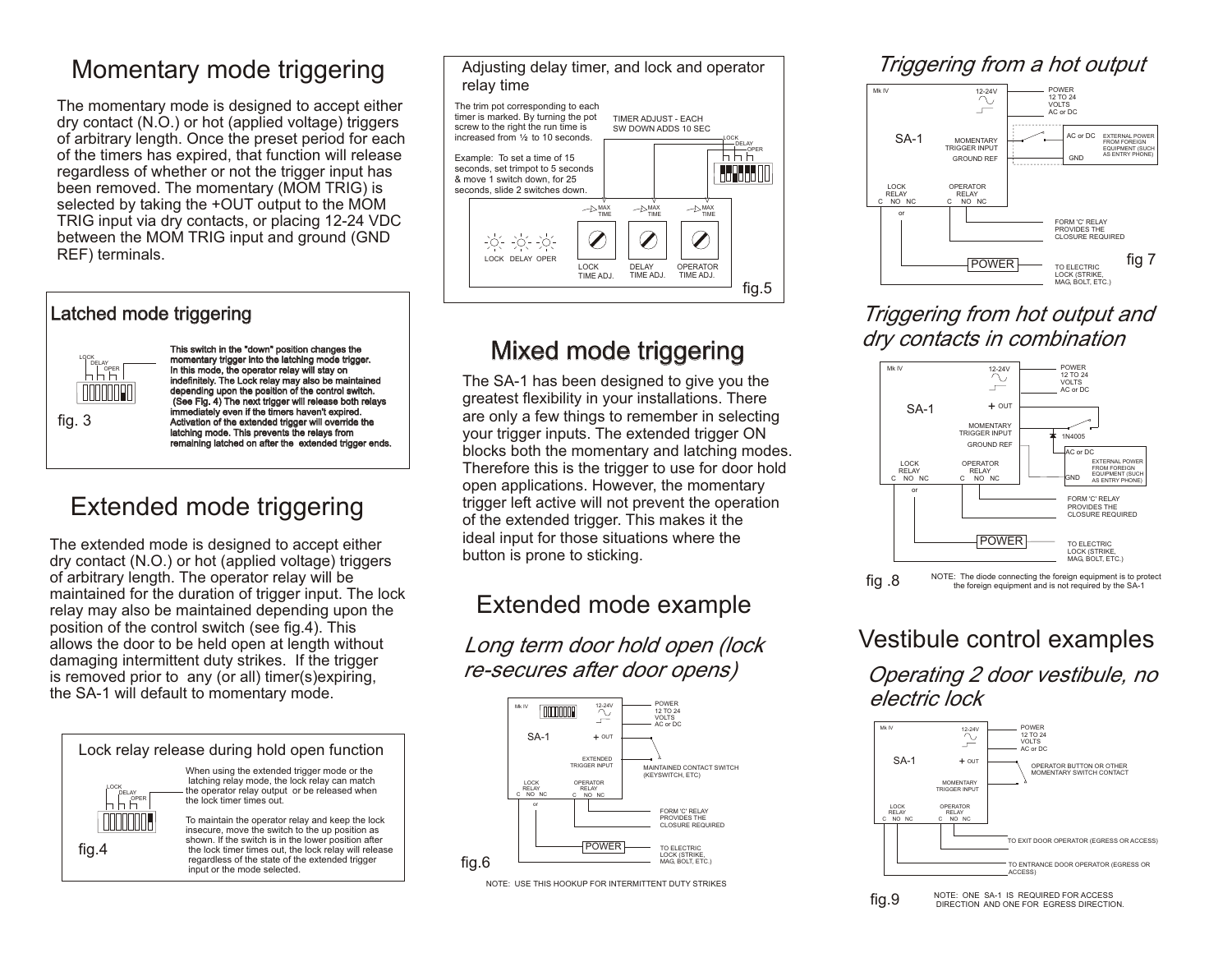# Momentary mode triggering

The momentary mode is designed to accept either dry contact (N.O.) or hot (applied voltage) triggers of arbitrary length. Once the preset period for each of the timers has expired, that function will release regardless of whether or not the trigger input has been removed. The momentary (MOM TRIG) is selected by taking the +OUT output to the MOM TRIG input via dry contacts, or placing 12-24 VDC between the MOM TRIG input and ground (GND REF) terminals.

## Latched mode triggering

LOCK
DELAY
OPER

This switch in the "down" position changes the momentary trigger into the latching mode trigger. In this mode, the operator relay will stay on indefinitely. The Lock relay may also be maintained depending upon the position of the control switch. (See Fig. 4) The next trigger will release both relays immediately even if the timers haven't expired. Activation of the extended trigger will override the latching mode. This prevents the relays from remaining latched on after the extended trigger ends.

fig. 3

# Extended mode triggering

The extended mode is designed to accept either dry contact (N.O.) or hot (applied voltage) triggers of arbitrary length. The operator relay will be maintained for the duration of trigger input. The lock relay may also be maintained depending upon the position of the control switch (see fig.4). This allows the door to be held open at length without damaging intermittent duty strikes. If the trigger is removed prior to any (or all) timer(s)expiring, the SA-1 will default to momentary mode.

## Lock relay release during hold open function

LOCK
DELAY
OPER

When using the extended trigger mode or the latching relay mode, the lock relay can match the operator relay output or be released when the lock timer times out.

To maintain the operator relay and keep the lock insecure, move the switch to the up position as shown. If the switch is in the lower position after the lock timer times out, the lock relay will release regardless of the state of the extended trigger input or the mode selected.

fig.4

## Adjusting delay timer, and lock and operator relay time

The trim pot corresponding to each timer is marked. By turning the pot screw to the right the run time is increased from ½ to 10 seconds.

Example: To set a time of 15 seconds, set trimpot to 5 seconds & move 1 switch down, for 25 seconds, slide 2 switches down.

TIMER ADJUST - EACH SW DOWN ADDS 10 SEC

LOCK
DELAY
OPER

MAX TIME
MAX TIME
MAX TIME

LOCK DELAY OPER

LOCK TIME ADJ.
DELAY TIME ADJ.
OPERATOR TIME ADJ.

fig.5

# Mixed mode triggering

The SA-1 has been designed to give you the greatest flexibility in your installations. There are only a few things to remember in selecting your trigger inputs. The extended trigger ON blocks both the momentary and latching modes. Therefore this is the trigger to use for door hold open applications. However, the momentary trigger left active will not prevent the operation of the extended trigger. This makes it the ideal input for those situations where the button is prone to sticking.

# Extended mode example

## *Long term door hold open (lock re-secures after door opens)*

Mk IV
12-24V
POWER 12 TO 24 VOLTS AC or DC
SA-1
+ OUT
EXTENDED TRIGGER INPUT
MAINTAINED CONTACT SWITCH (KEYSWITCH, ETC)
LOCK RELAY C NO NC
OPERATOR RELAY C NO NC
or
FORM 'C' RELAY PROVIDES THE CLOSURE REQUIRED
POWER
TO ELECTRIC LOCK (STRIKE, MAG, BOLT, ETC.)

fig.6

NOTE: USE THIS HOOKUP FOR INTERMITTENT DUTY STRIKES

## *Triggering from a hot output*

Mk IV
12-24V
POWER 12 TO 24 VOLTS AC or DC
SA-1
MOMENTARY TRIGGER INPUT
GROUND REF
AC or DC
GND
EXTERNAL POWER FROM FOREIGN EQUIPMENT (SUCH AS ENTRY PHONE)
LOCK RELAY C NO NC
OPERATOR RELAY C NO NC
or
FORM 'C' RELAY PROVIDES THE CLOSURE REQUIRED
POWER
TO ELECTRIC LOCK (STRIKE, MAG, BOLT, ETC.)

fig 7

## *Triggering from hot output and dry contacts in combination*

Mk IV
12-24V
POWER 12 TO 24 VOLTS AC or DC
SA-1
+ OUT
MOMENTARY TRIGGER INPUT
GROUND REF
1N4005
AC or DC
GND
EXTERNAL POWER FROM FOREIGN EQUIPMENT (SUCH AS ENTRY PHONE)
LOCK RELAY C NO NC
OPERATOR RELAY C NO NC
or
FORM 'C' RELAY PROVIDES THE CLOSURE REQUIRED
POWER
TO ELECTRIC LOCK (STRIKE, MAG, BOLT, ETC.)

fig .8

NOTE: The diode connecting the foreign equipment is to protect the foreign equipment and is not required by the SA-1

# Vestibule control examples

## *Operating 2 door vestibule, no electric lock*

Mk IV
12-24V
POWER 12 TO 24 VOLTS AC or DC
SA-1
+ OUT
OPERATOR BUTTON OR OTHER MOMENTARY SWITCH CONTACT
MOMENTARY TRIGGER INPUT
LOCK RELAY C NO NC
OPERATOR RELAY C NO NC
TO EXIT DOOR OPERATOR (EGRESS OR ACCESS)
TO ENTRANCE DOOR OPERATOR (EGRESS OR ACCESS)

fig.9

NOTE: ONE SA-1 IS REQUIRED FOR ACCESS DIRECTION AND ONE FOR EGRESS DIRECTION.